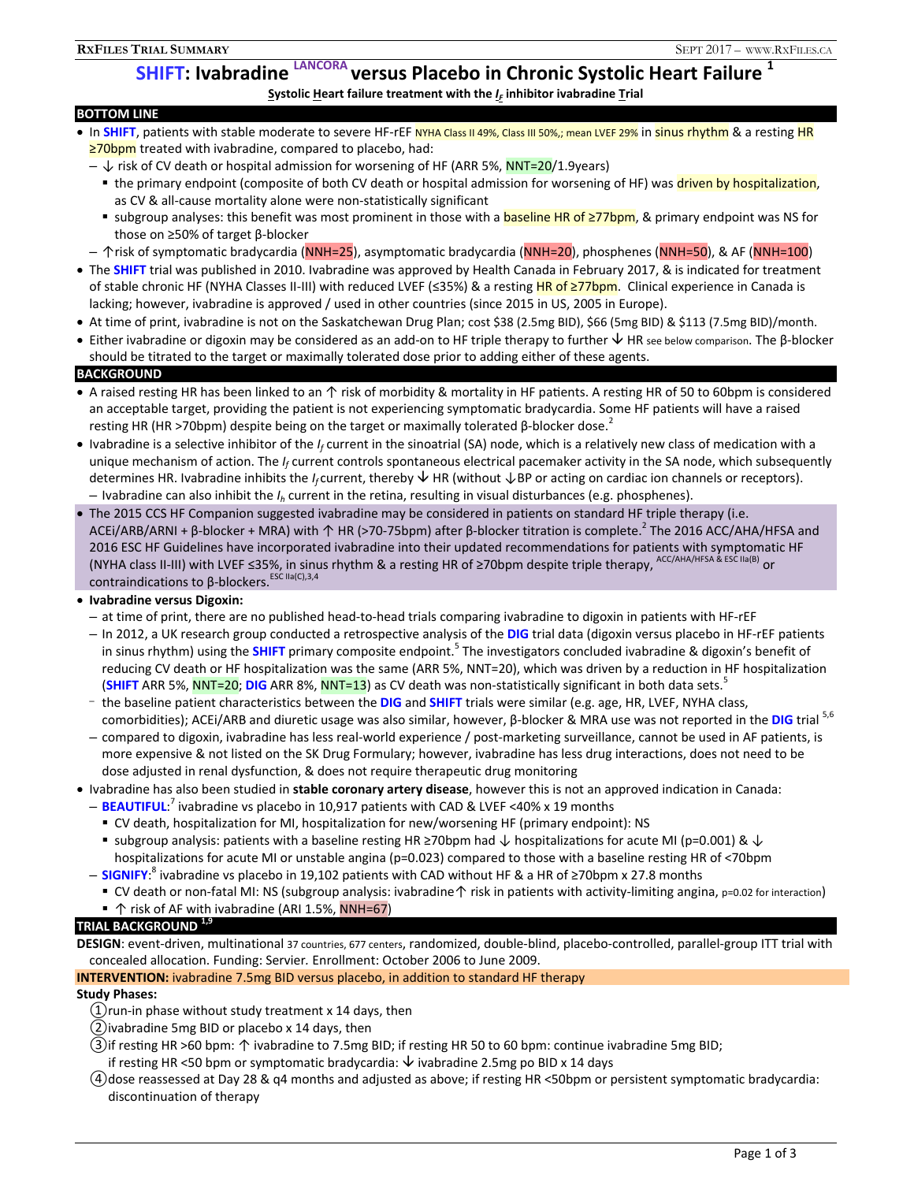# SHIFT: Ivabradine LANCORA versus Placebo in Chronic Systolic Heart Failure [1]

**S**ystolic **H**eart failure treatment with the $I_f$ inhibitor ivabradine **T**rial

## BOTTOM LINE

- In **SHIFT**, patients with stable moderate to severe HF-rEF NYHA Class II 49%, Class III 50%,; mean LVEF 29% in sinus rhythm & a resting HR ≥70bpm treated with ivabradine, compared to placebo, had:
  - ↓ risk of CV death or hospital admission for worsening of HF (ARR 5%, NNT=20/1.9years)
    - the primary endpoint (composite of both CV death or hospital admission for worsening of HF) was driven by hospitalization, as CV & all-cause mortality alone were non-statistically significant
    - subgroup analyses: this benefit was most prominent in those with a baseline HR of ≥77bpm, & primary endpoint was NS for those on ≥50% of target β-blocker
  - ↑risk of symptomatic bradycardia (NNH=25), asymptomatic bradycardia (NNH=20), phosphenes (NNH=50), & AF (NNH=100)
- The **SHIFT** trial was published in 2010. Ivabradine was approved by Health Canada in February 2017, & is indicated for treatment of stable chronic HF (NYHA Classes II-III) with reduced LVEF (≤35%) & a resting HR of ≥77bpm. Clinical experience in Canada is lacking; however, ivabradine is approved / used in other countries (since 2015 in US, 2005 in Europe).
- At time of print, ivabradine is not on the Saskatchewan Drug Plan; cost $38 (2.5mg BID), $66 (5mg BID) & $113 (7.5mg BID)/month.
- Either ivabradine or digoxin may be considered as an add-on to HF triple therapy to further ↓ HR see below comparison. The β-blocker should be titrated to the target or maximally tolerated dose prior to adding either of these agents.

## BACKGROUND

- A raised resting HR has been linked to an ↑ risk of morbidity & mortality in HF patients. A resting HR of 50 to 60bpm is considered an acceptable target, providing the patient is not experiencing symptomatic bradycardia. Some HF patients will have a raised resting HR (HR >70bpm) despite being on the target or maximally tolerated β-blocker dose.[2]
- Ivabradine is a selective inhibitor of the $I_f$ current in the sinoatrial (SA) node, which is a relatively new class of medication with a unique mechanism of action. The $I_f$ current controls spontaneous electrical pacemaker activity in the SA node, which subsequently determines HR. Ivabradine inhibits the $I_f$ current, thereby ↓ HR (without ↓BP or acting on cardiac ion channels or receptors).
  - Ivabradine can also inhibit the $I_h$ current in the retina, resulting in visual disturbances (e.g. phosphenes).
- The 2015 CCS HF Companion suggested ivabradine may be considered in patients on standard HF triple therapy (i.e. ACEi/ARB/ARNI + β-blocker + MRA) with ↑ HR (>70-75bpm) after β-blocker titration is complete.[2] The 2016 ACC/AHA/HFSA and 2016 ESC HF Guidelines have incorporated ivabradine into their updated recommendations for patients with symptomatic HF (NYHA class II-III) with LVEF ≤35%, in sinus rhythm & a resting HR of ≥70bpm despite triple therapy, [ACC/AHA/HFSA & ESC IIa(B)] or contraindications to β-blockers.[ESC IIa(C),3,4]
- **Ivabradine versus Digoxin:**
  - at time of print, there are no published head-to-head trials comparing ivabradine to digoxin in patients with HF-rEF
  - In 2012, a UK research group conducted a retrospective analysis of the **DIG** trial data (digoxin versus placebo in HF-rEF patients in sinus rhythm) using the **SHIFT** primary composite endpoint.[5] The investigators concluded ivabradine & digoxin's benefit of reducing CV death or HF hospitalization was the same (ARR 5%, NNT=20), which was driven by a reduction in HF hospitalization (**SHIFT** ARR 5%, NNT=20; **DIG** ARR 8%, NNT=13) as CV death was non-statistically significant in both data sets.[5]
  - the baseline patient characteristics between the **DIG** and **SHIFT** trials were similar (e.g. age, HR, LVEF, NYHA class, comorbidities); ACEi/ARB and diuretic usage was also similar, however, β-blocker & MRA use was not reported in the **DIG** trial [5,6]
  - compared to digoxin, ivabradine has less real-world experience / post-marketing surveillance, cannot be used in AF patients, is more expensive & not listed on the SK Drug Formulary; however, ivabradine has less drug interactions, does not need to be dose adjusted in renal dysfunction, & does not require therapeutic drug monitoring
- Ivabradine has also been studied in **stable coronary artery disease**, however this is not an approved indication in Canada:
  - **BEAUTIFUL**:[7] ivabradine vs placebo in 10,917 patients with CAD & LVEF <40% x 19 months
    - CV death, hospitalization for MI, hospitalization for new/worsening HF (primary endpoint): NS
    - subgroup analysis: patients with a baseline resting HR ≥70bpm had ↓ hospitalizations for acute MI (p=0.001) & ↓ hospitalizations for acute MI or unstable angina (p=0.023) compared to those with a baseline resting HR of <70bpm
  - **SIGNIFY**:[8] ivabradine vs placebo in 19,102 patients with CAD without HF & a HR of ≥70bpm x 27.8 months
    - CV death or non-fatal MI: NS (subgroup analysis: ivabradine↑ risk in patients with activity-limiting angina, p=0.02 for interaction)
    - ↑ risk of AF with ivabradine (ARI 1.5%, NNH=67)

## TRIAL BACKGROUND [1,9]

**DESIGN**: event-driven, multinational 37 countries, 677 centers, randomized, double-blind, placebo-controlled, parallel-group ITT trial with concealed allocation. Funding: Servier. Enrollment: October 2006 to June 2009.

**INTERVENTION:** ivabradine 7.5mg BID versus placebo, in addition to standard HF therapy

**Study Phases:**

1. run-in phase without study treatment x 14 days, then
2. ivabradine 5mg BID or placebo x 14 days, then
3. if resting HR >60 bpm: ↑ ivabradine to 7.5mg BID; if resting HR 50 to 60 bpm: continue ivabradine 5mg BID; if resting HR <50 bpm or symptomatic bradycardia: ↓ ivabradine 2.5mg po BID x 14 days
4. dose reassessed at Day 28 & q4 months and adjusted as above; if resting HR <50bpm or persistent symptomatic bradycardia: discontinuation of therapy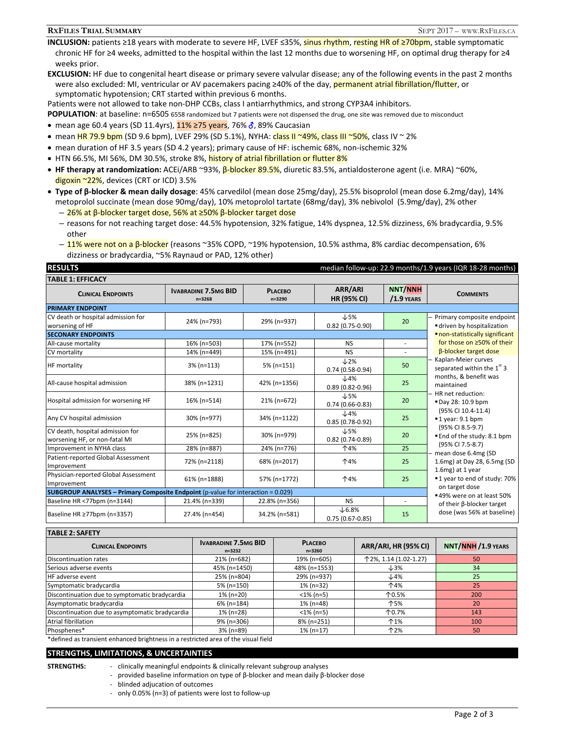**INCLUSION:** patients ≥18 years with moderate to severe HF, LVEF ≤35%, sinus rhythm, resting HR of ≥70bpm, stable symptomatic chronic HF for ≥4 weeks, admitted to the hospital within the last 12 months due to worsening HF, on optimal drug therapy for ≥4 weeks prior.

**EXCLUSION:** HF due to congenital heart disease or primary severe valvular disease; any of the following events in the past 2 months were also excluded: MI, ventricular or AV pacemakers pacing ≥40% of the day, permanent atrial fibrillation/flutter, or symptomatic hypotension; CRT started within previous 6 months.

Patients were not allowed to take non-DHP CCBs, class I antiarrhythmics, and strong CYP3A4 inhibitors.

**POPULATION**: at baseline: n=6505 6558 randomized but 7 patients were not dispensed the drug, one site was removed due to misconduct

- mean age 60.4 years (SD 11.4yrs), 11% ≥75 years, 76% ♂, 89% Caucasian
- mean HR 79.9 bpm (SD 9.6 bpm), LVEF 29% (SD 5.1%), NYHA: class II ~49%, class III ~50%, class IV ~ 2%
- mean duration of HF 3.5 years (SD 4.2 years); primary cause of HF: ischemic 68%, non-ischemic 32%
- HTN 66.5%, MI 56%, DM 30.5%, stroke 8%, history of atrial fibrillation or flutter 8%
- **HF therapy at randomization:** ACEi/ARB ~93%, β-blocker 89.5%, diuretic 83.5%, antialdosterone agent (i.e. MRA) ~60%, digoxin ~22%, devices (CRT or ICD) 3.5%
- **Type of β-blocker & mean daily dosage**: 45% carvedilol (mean dose 25mg/day), 25.5% bisoprolol (mean dose 6.2mg/day), 14% metoprolol succinate (mean dose 90mg/day), 10% metoprolol tartate (68mg/day), 3% nebivolol (5.9mg/day), 2% other
  - 26% at β-blocker target dose, 56% at ≥50% β-blocker target dose
  - reasons for not reaching target dose: 44.5% hypotension, 32% fatigue, 14% dyspnea, 12.5% dizziness, 6% bradycardia, 9.5% other
  - 11% were not on a β-blocker (reasons ~35% COPD, ~19% hypotension, 10.5% asthma, 8% cardiac decompensation, 6% dizziness or bradycardia, ~5% Raynaud or PAD, 12% other)

## RESULTS

median follow-up: 22.9 months/1.9 years (IQR 18-28 months)

**TABLE 1: EFFICACY**

| Clinical Endpoints | Ivabradine 7.5mg BID n=3268 | Placebo n=3290 | ARR/ARI HR (95% CI) | NNT/NNH /1.9 years |
|---|---|---|---|---|
| **PRIMARY ENDPOINT** | | | | |
| CV death or hospital admission for worsening of HF | 24% (n=793) | 29% (n=937) | ↓5% 0.82 (0.75-0.90) | 20 |
| **SECONARY ENDPOINTS** | | | | |
| All-cause mortality | 16% (n=503) | 17% (n=552) | NS | - |
| CV mortality | 14% (n=449) | 15% (n=491) | NS | - |
| HF mortality | 3% (n=113) | 5% (n=151) | ↓2% 0.74 (0.58-0.94) | 50 |
| All-cause hospital admission | 38% (n=1231) | 42% (n=1356) | ↓4% 0.89 (0.82-0.96) | 25 |
| Hospital admission for worsening HF | 16% (n=514) | 21% (n=672) | ↓5% 0.74 (0.66-0.83) | 20 |
| Any CV hospital admission | 30% (n=977) | 34% (n=1122) | ↓4% 0.85 (0.78-0.92) | 25 |
| CV death, hospital admission for worsening HF, or non-fatal MI | 25% (n=825) | 30% (n=979) | ↓5% 0.82 (0.74-0.89) | 20 |
| Improvement in NYHA class | 28% (n=887) | 24% (n=776) | ↑4% | 25 |
| Patient-reported Global Assessment Improvement | 72% (n=2118) | 68% (n=2017) | ↑4% | 25 |
| Physician-reported Global Assessment Improvement | 61% (n=1888) | 57% (n=1772) | ↑4% | 25 |
| **SUBGROUP ANALYSES – Primary Composite Endpoint** (p-value for interaction = 0.029) | | | | |
| Baseline HR <77bpm (n=3144) | 21.4% (n=339) | 22.8% (n=356) | NS | - |
| Baseline HR ≥77bpm (n=3357) | 27.4% (n=454) | 34.2% (n=581) | ↓6.8% 0.75 (0.67-0.85) | 15 |

**Comments:**
- Primary composite endpoint
  - driven by hospitalization
  - non-statistically significant for those on ≥50% of their β-blocker target dose
- Kaplan-Meier curves separated within the 1st 3 months, & benefit was maintained
- HR net reduction:
  - Day 28: 10.9 bpm (95% CI 10.4-11.4)
  - 1 year: 9.1 bpm (95% CI 8.5-9.7)
  - End of the study: 8.1 bpm (95% CI 7.5-8.7)
- mean dose 6.4mg (SD 1.6mg) at Day 28, 6.5mg (SD 1.6mg) at 1 year
  - 1 year to end of study: 70% on target dose
  - 49% were on at least 50% of their β-blocker target dose (was 56% at baseline)

**TABLE 2: SAFETY**

| Clinical Endpoints | Ivabradine 7.5mg BID n=3232 | Placebo n=3260 | ARR/ARI, HR (95% CI) | NNT/NNH /1.9 years |
|---|---|---|---|---|
| Discontinuation rates | 21% (n=682) | 19% (n=605) | ↑2%, 1.14 (1.02-1.27) | 50 |
| Serious adverse events | 45% (n=1450) | 48% (n=1553) | ↓3% | 34 |
| HF adverse event | 25% (n=804) | 29% (n=937) | ↓4% | 25 |
| Symptomatic bradycardia | 5% (n=150) | 1% (n=32) | ↑4% | 25 |
| Discontinuation due to symptomatic bradycardia | 1% (n=20) | <1% (n=5) | ↑0.5% | 200 |
| Asymptomatic bradycardia | 6% (n=184) | 1% (n=48) | ↑5% | 20 |
| Discontinuation due to asymptomatic bradycardia | 1% (n=28) | <1% (n=5) | ↑0.7% | 143 |
| Atrial fibrillation | 9% (n=306) | 8% (n=251) | ↑1% | 100 |
| Phosphenes* | 3% (n=89) | 1% (n=17) | ↑2% | 50 |

*defined as transient enhanced brightness in a restricted area of the visual field

## STRENGTHS, LIMITATIONS, & UNCERTAINTIES

**STRENGTHS:**
- clinically meaningful endpoints & clinically relevant subgroup analyses
- provided baseline information on type of β-blocker and mean daily β-blocker dose
- blinded adjucation of outcomes
- only 0.05% (n=3) of patients were lost to follow-up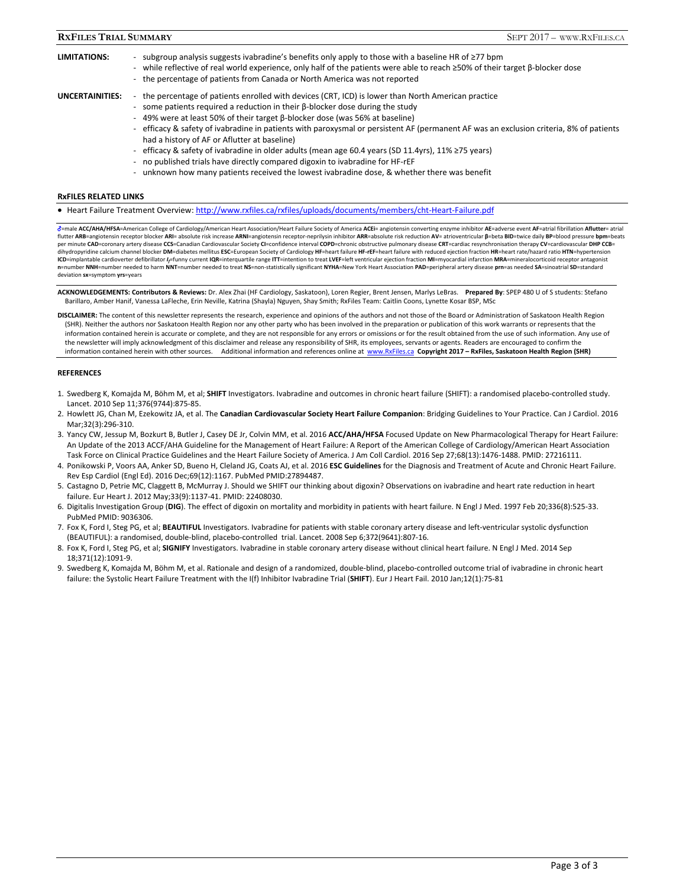**LIMITATIONS:**

- subgroup analysis suggests ivabradine's benefits only apply to those with a baseline HR of ≥77 bpm
- while reflective of real world experience, only half of the patients were able to reach ≥50% of their target β-blocker dose
- the percentage of patients from Canada or North America was not reported

**UNCERTAINITIES:**

- the percentage of patients enrolled with devices (CRT, ICD) is lower than North American practice
- some patients required a reduction in their β-blocker dose during the study
- 49% were at least 50% of their target β-blocker dose (was 56% at baseline)
- efficacy & safety of ivabradine in patients with paroxysmal or persistent AF (permanent AF was an exclusion criteria, 8% of patients had a history of AF or Aflutter at baseline)
- efficacy & safety of ivabradine in older adults (mean age 60.4 years (SD 11.4yrs), 11% ≥75 years)
- no published trials have directly compared digoxin to ivabradine for HF-rEF
- unknown how many patients received the lowest ivabradine dose, & whether there was benefit

**RXFILES RELATED LINKS**

- Heart Failure Treatment Overview: http://www.rxfiles.ca/rxfiles/uploads/documents/members/cht-Heart-Failure.pdf

**♂**=male **ACC/AHA/HFSA**=American College of Cardiology/American Heart Association/Heart Failure Society of America **ACEi**= angiotensin converting enzyme inhibitor **AE**=adverse event **AF**=atrial fibrillation **Aflutter**= atrial flutter **ARB**=angiotensin receptor blocker **ARI**= absolute risk increase **ARNI**=angiotensin receptor-neprilysin inhibitor **ARR**=absolute risk reduction **AV**= atrioventricular **β**=beta **BID**=twice daily **BP**=blood pressure **bpm**=beats per minute **CAD**=coronary artery disease **CCS**=Canadian Cardiovascular Society **CI**=confidence interval **COPD**=chronic obstructive pulmonary disease **CRT**=cardiac resynchronisation therapy **CV**=cardiovascular **DHP CCB**= dihydropyridine calcium channel blocker **DM**=diabetes mellitus **ESC**=European Society of Cardiology **HF**=heart failure **HF-rEF**=heart failure with reduced ejection fraction **HR**=heart rate/hazard ratio **HTN**=hypertension **ICD**=implantable cardioverter defibrillator ***$I_f$***=funny current **IQR**=interquartile range **ITT**=intention to treat **LVEF**=left ventricular ejection fraction **MI**=myocardial infarction **MRA**=mineralocorticoid receptor antagonist **n**=number **NNH**=number needed to harm **NNT**=number needed to treat **NS**=non-statistically significant **NYHA**=New York Heart Association **PAD**=peripheral artery disease **prn**=as needed **SA**=sinoatrial **SD**=standard deviation **sx**=symptom **yrs**=years

**ACKNOWLEDGEMENTS: Contributors & Reviews:** Dr. Alex Zhai (HF Cardiology, Saskatoon), Loren Regier, Brent Jensen, Marlys LeBras. **Prepared By**: SPEP 480 U of S students: Stefano Barillaro, Amber Hanif, Vanessa LaFleche, Erin Neville, Katrina (Shayla) Nguyen, Shay Smith; RxFiles Team: Caitlin Coons, Lynette Kosar BSP, MSc

**DISCLAIMER:** The content of this newsletter represents the research, experience and opinions of the authors and not those of the Board or Administration of Saskatoon Health Region (SHR). Neither the authors nor Saskatoon Health Region nor any other party who has been involved in the preparation or publication of this work warrants or represents that the information contained herein is accurate or complete, and they are not responsible for any errors or omissions or for the result obtained from the use of such information. Any use of the newsletter will imply acknowledgment of this disclaimer and release any responsibility of SHR, its employees, servants or agents. Readers are encouraged to confirm the information contained herein with other sources. Additional information and references online at www.RxFiles.ca **Copyright 2017 – RxFiles, Saskatoon Health Region (SHR)**

**REFERENCES**

1. Swedberg K, Komajda M, Böhm M, et al; **SHIFT** Investigators. Ivabradine and outcomes in chronic heart failure (SHIFT): a randomised placebo-controlled study. Lancet. 2010 Sep 11;376(9744):875-85.
2. Howlett JG, Chan M, Ezekowitz JA, et al. The **Canadian Cardiovascular Society Heart Failure Companion**: Bridging Guidelines to Your Practice. Can J Cardiol. 2016 Mar;32(3):296-310.
3. Yancy CW, Jessup M, Bozkurt B, Butler J, Casey DE Jr, Colvin MM, et al. 2016 **ACC/AHA/HFSA** Focused Update on New Pharmacological Therapy for Heart Failure: An Update of the 2013 ACCF/AHA Guideline for the Management of Heart Failure: A Report of the American College of Cardiology/American Heart Association Task Force on Clinical Practice Guidelines and the Heart Failure Society of America. J Am Coll Cardiol. 2016 Sep 27;68(13):1476-1488. PMID: 27216111.
4. Ponikowski P, Voors AA, Anker SD, Bueno H, Cleland JG, Coats AJ, et al. 2016 **ESC Guidelines** for the Diagnosis and Treatment of Acute and Chronic Heart Failure. Rev Esp Cardiol (Engl Ed). 2016 Dec;69(12):1167. PubMed PMID:27894487.
5. Castagno D, Petrie MC, Claggett B, McMurray J. Should we SHIFT our thinking about digoxin? Observations on ivabradine and heart rate reduction in heart failure. Eur Heart J. 2012 May;33(9):1137-41. PMID: 22408030.
6. Digitalis Investigation Group (**DIG**). The effect of digoxin on mortality and morbidity in patients with heart failure. N Engl J Med. 1997 Feb 20;336(8):525-33. PubMed PMID: 9036306.
7. Fox K, Ford I, Steg PG, et al; **BEAUTIFUL** Investigators. Ivabradine for patients with stable coronary artery disease and left-ventricular systolic dysfunction (BEAUTIFUL): a randomised, double-blind, placebo-controlled trial. Lancet. 2008 Sep 6;372(9641):807-16.
8. Fox K, Ford I, Steg PG, et al; **SIGNIFY** Investigators. Ivabradine in stable coronary artery disease without clinical heart failure. N Engl J Med. 2014 Sep 18;371(12):1091-9.
9. Swedberg K, Komajda M, Böhm M, et al. Rationale and design of a randomized, double-blind, placebo-controlled outcome trial of ivabradine in chronic heart failure: the Systolic Heart Failure Treatment with the I(f) Inhibitor Ivabradine Trial (**SHIFT**). Eur J Heart Fail. 2010 Jan;12(1):75-81